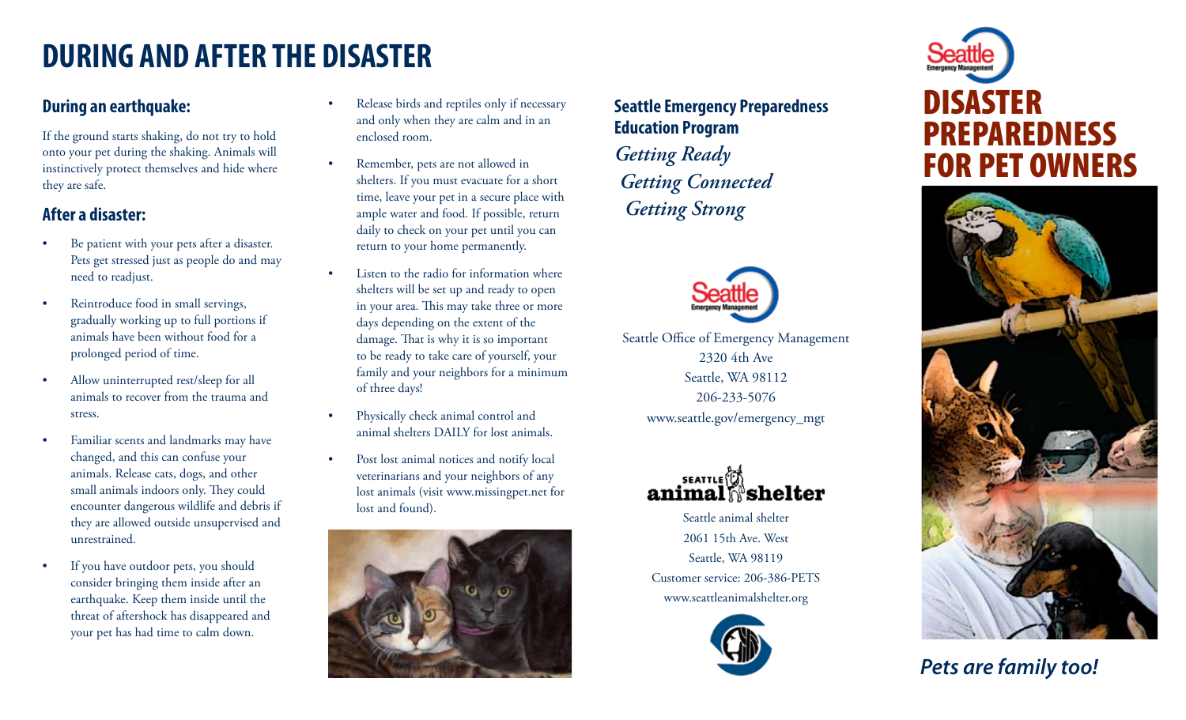# DURING AND AFTER THE DISASTER

### During an earthquake:

If the ground starts shaking, do not try to hold onto your pet during the shaking. Animals will instinctively protect themselves and hide where they are safe.

### After a disaster:

- Be patient with your pets after a disaster. Pets get stressed just as people do and may need to readjust.
- Reintroduce food in small servings, gradually working up to full portions if animals have been without food for a prolonged period of time.
- Allow uninterrupted rest/sleep for all animals to recover from the trauma and stress.
- Familiar scents and landmarks may have changed, and this can confuse your animals. Release cats, dogs, and other small animals indoors only. They could encounter dangerous wildlife and debris if they are allowed outside unsupervised and unrestrained.
- If you have outdoor pets, you should consider bringing them inside after an earthquake. Keep them inside until the threat of aftershock has disappeared and your pet has had time to calm down.
- Release birds and reptiles only if necessary and only when they are calm and in an enclosed room.
- Remember, pets are not allowed in shelters. If you must evacuate for a short time, leave your pet in a secure place with ample water and food. If possible, return daily to check on your pet until you can return to your home permanently.
- Listen to the radio for information where shelters will be set up and ready to open in your area. This may take three or more days depending on the extent of the damage. That is why it is so important to be ready to take care of yourself, your family and your neighbors for a minimum of three days!
- Physically check animal control and animal shelters DAILY for lost animals.
- Post lost animal notices and notify local veterinarians and your neighbors of any lost animals (visit www.missingpet.net for lost and found).

**Seattle Emergency Preparedness Education Program**

*Getting Ready*
*Getting Connected*
*Getting Strong*

Seattle Office of Emergency Management
2320 4th Ave
Seattle, WA 98112
206-233-5076
www.seattle.gov/emergency_mgt

Seattle animal shelter
2061 15th Ave. West
Seattle, WA 98119
Customer service: 206-386-PETS
www.seattleanimalshelter.org

Seattle Emergency Management

# DISASTER PREPAREDNESS FOR PET OWNERS

***Pets are family too!***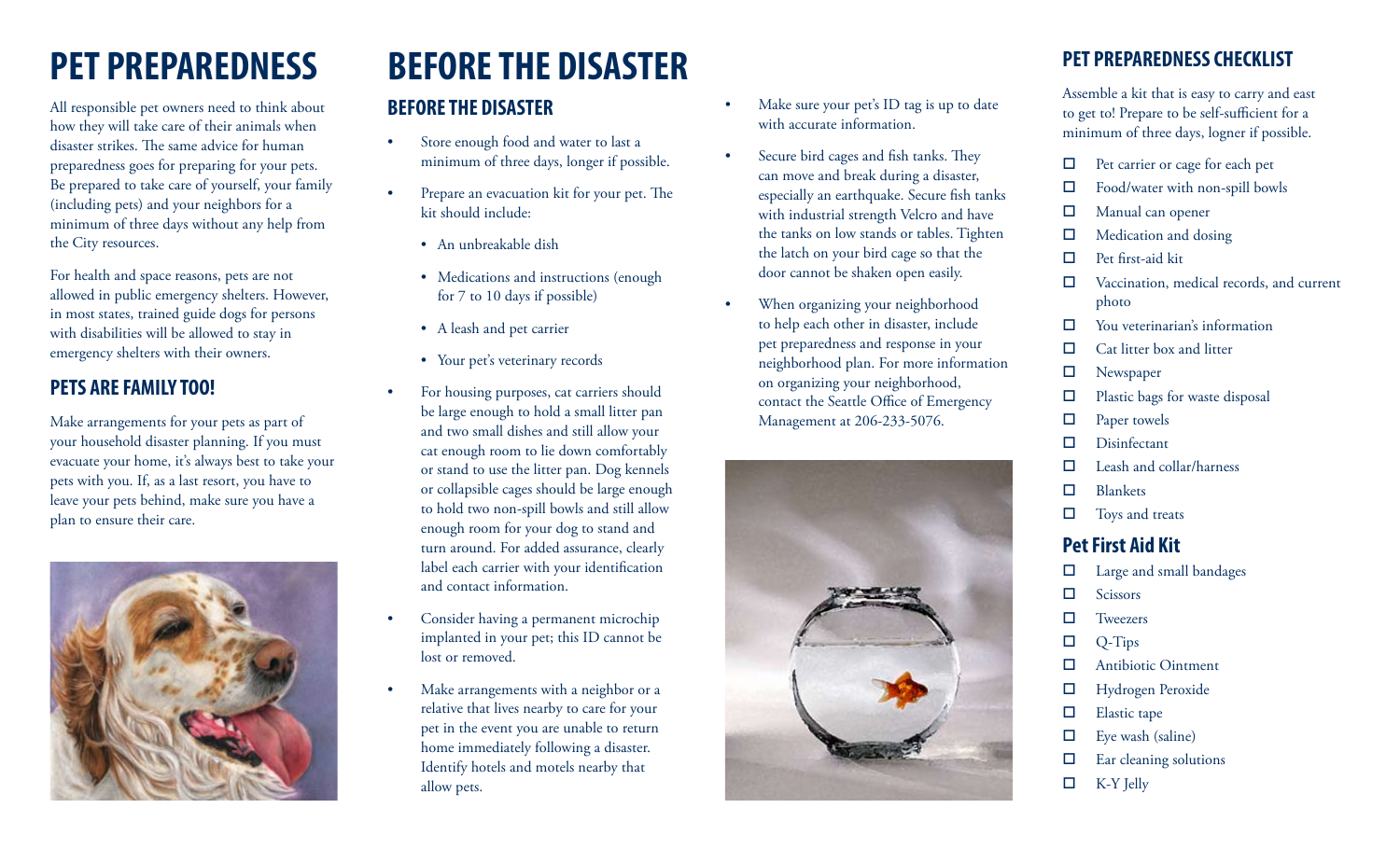# PET PREPAREDNESS

All responsible pet owners need to think about how they will take care of their animals when disaster strikes. The same advice for human preparedness goes for preparing for your pets. Be prepared to take care of yourself, your family (including pets) and your neighbors for a minimum of three days without any help from the City resources.

For health and space reasons, pets are not allowed in public emergency shelters. However, in most states, trained guide dogs for persons with disabilities will be allowed to stay in emergency shelters with their owners.

## PETS ARE FAMILY TOO!

Make arrangements for your pets as part of your household disaster planning. If you must evacuate your home, it's always best to take your pets with you. If, as a last resort, you have to leave your pets behind, make sure you have a plan to ensure their care.

# BEFORE THE DISASTER

## BEFORE THE DISASTER

- Store enough food and water to last a minimum of three days, longer if possible.
- Prepare an evacuation kit for your pet. The kit should include:
  - An unbreakable dish
  - Medications and instructions (enough for 7 to 10 days if possible)
  - A leash and pet carrier
  - Your pet's veterinary records
- For housing purposes, cat carriers should be large enough to hold a small litter pan and two small dishes and still allow your cat enough room to lie down comfortably or stand to use the litter pan. Dog kennels or collapsible cages should be large enough to hold two non-spill bowls and still allow enough room for your dog to stand and turn around. For added assurance, clearly label each carrier with your identification and contact information.
- Consider having a permanent microchip implanted in your pet; this ID cannot be lost or removed.
- Make arrangements with a neighbor or a relative that lives nearby to care for your pet in the event you are unable to return home immediately following a disaster. Identify hotels and motels nearby that allow pets.
- Make sure your pet's ID tag is up to date with accurate information.
- Secure bird cages and fish tanks. They can move and break during a disaster, especially an earthquake. Secure fish tanks with industrial strength Velcro and have the tanks on low stands or tables. Tighten the latch on your bird cage so that the door cannot be shaken open easily.
- When organizing your neighborhood to help each other in disaster, include pet preparedness and response in your neighborhood plan. For more information on organizing your neighborhood, contact the Seattle Office of Emergency Management at 206-233-5076.

## PET PREPAREDNESS CHECKLIST

Assemble a kit that is easy to carry and east to get to! Prepare to be self-sufficient for a minimum of three days, logner if possible.

- ☐ Pet carrier or cage for each pet
- ☐ Food/water with non-spill bowls
- ☐ Manual can opener
- ☐ Medication and dosing
- ☐ Pet first-aid kit
- ☐ Vaccination, medical records, and current photo
- ☐ You veterinarian's information
- ☐ Cat litter box and litter
- ☐ Newspaper
- ☐ Plastic bags for waste disposal
- ☐ Paper towels
- ☐ Disinfectant
- ☐ Leash and collar/harness
- ☐ Blankets
- ☐ Toys and treats

## Pet First Aid Kit

- ☐ Large and small bandages
- ☐ Scissors
- ☐ Tweezers
- ☐ Q-Tips
- ☐ Antibiotic Ointment
- ☐ Hydrogen Peroxide
- ☐ Elastic tape
- ☐ Eye wash (saline)
- ☐ Ear cleaning solutions
- ☐ K-Y Jelly